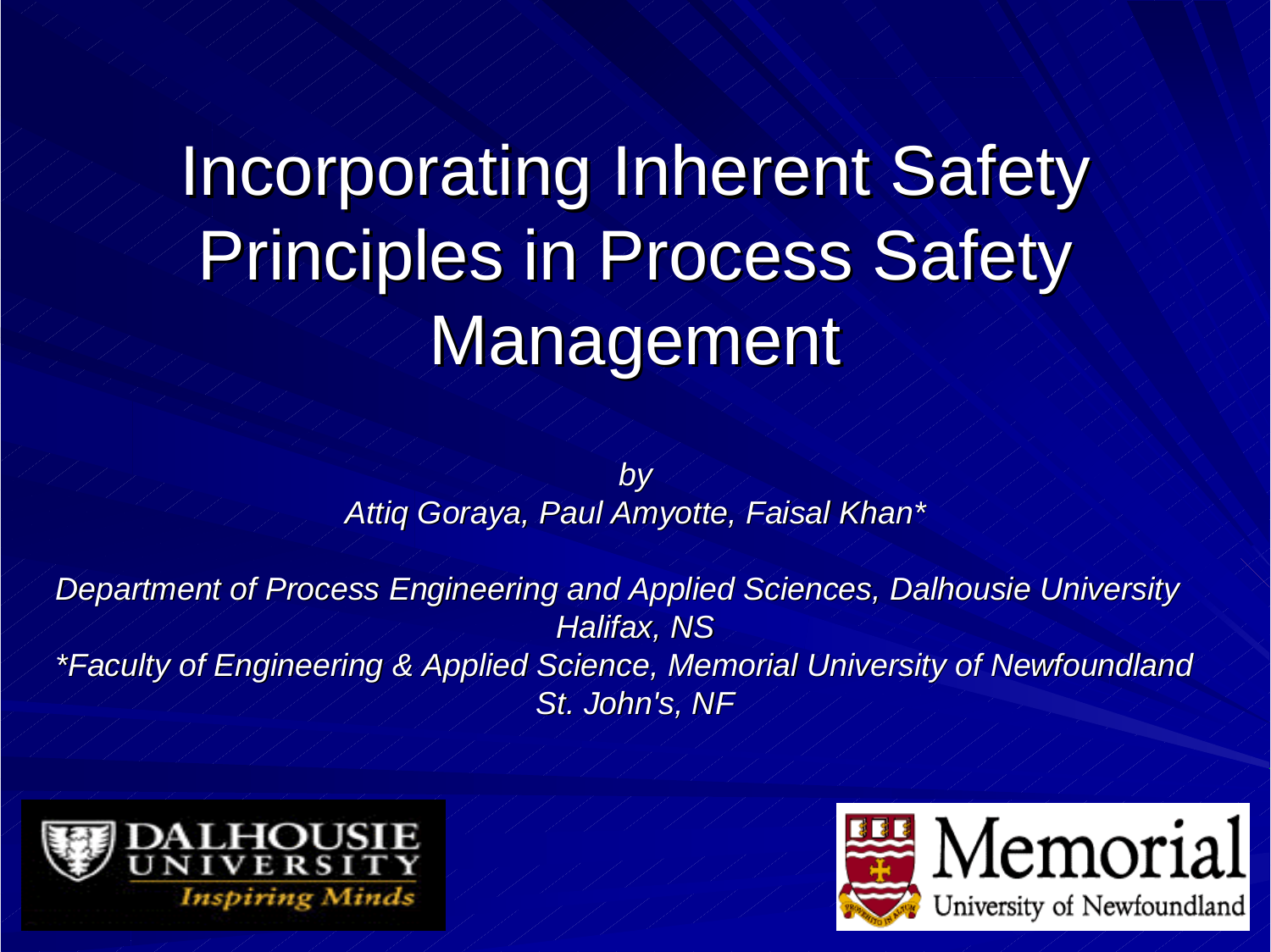# Incorporating Inherent Safety Principles in Process Safety Management

*by*

*Attiq Goraya, Paul Amyotte, Faisal Khan**

*Department of Process Engineering and Applied Sciences, Dalhousie University*
*Halifax, NS*

**Faculty of Engineering & Applied Science, Memorial University of Newfoundland*
*St. John's, NF*

DALHOUSIE UNIVERSITY
Inspiring Minds

Memorial
University of Newfoundland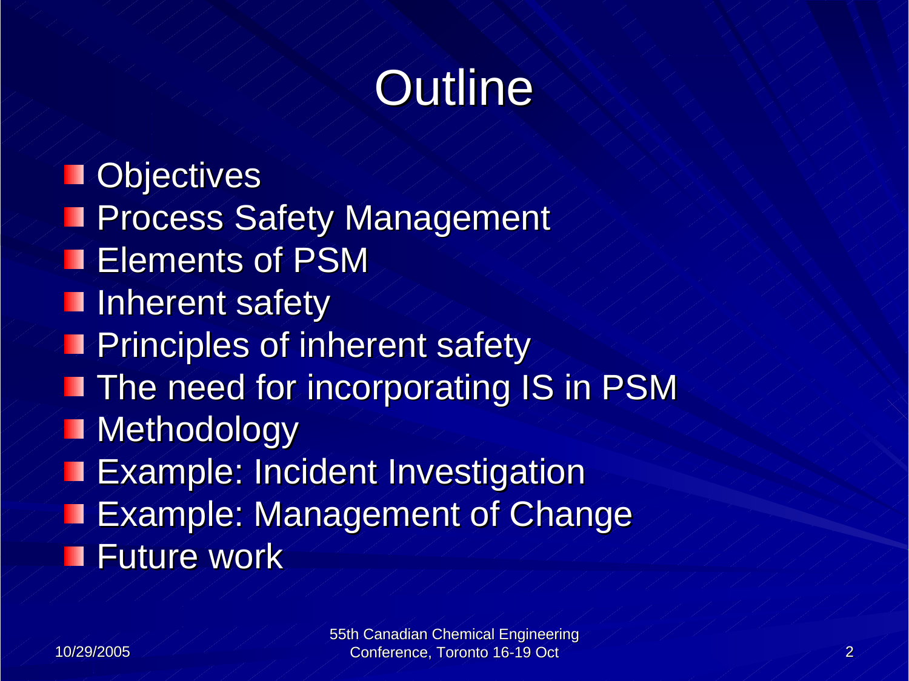# Outline

- Objectives
- Process Safety Management
- Elements of PSM
- Inherent safety
- Principles of inherent safety
- The need for incorporating IS in PSM
- Methodology
- Example: Incident Investigation
- Example: Management of Change
- Future work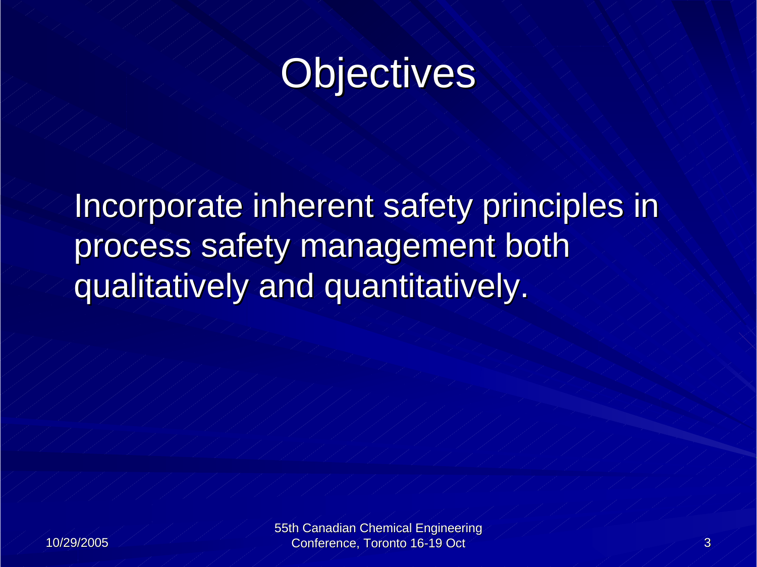# Objectives

Incorporate inherent safety principles in process safety management both qualitatively and quantitatively.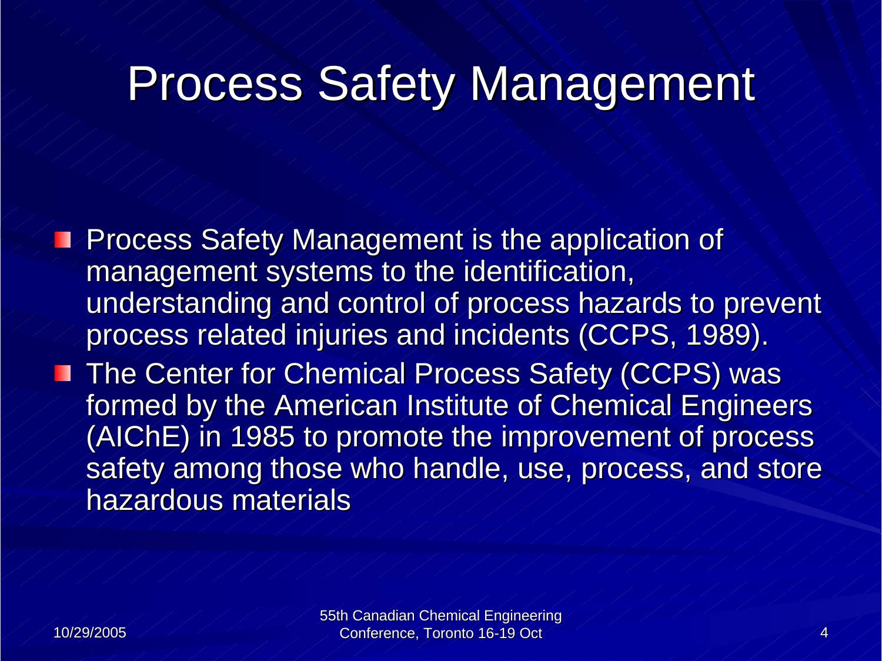# Process Safety Management

- Process Safety Management is the application of management systems to the identification, understanding and control of process hazards to prevent process related injuries and incidents (CCPS, 1989).
- The Center for Chemical Process Safety (CCPS) was formed by the American Institute of Chemical Engineers (AIChE) in 1985 to promote the improvement of process safety among those who handle, use, process, and store hazardous materials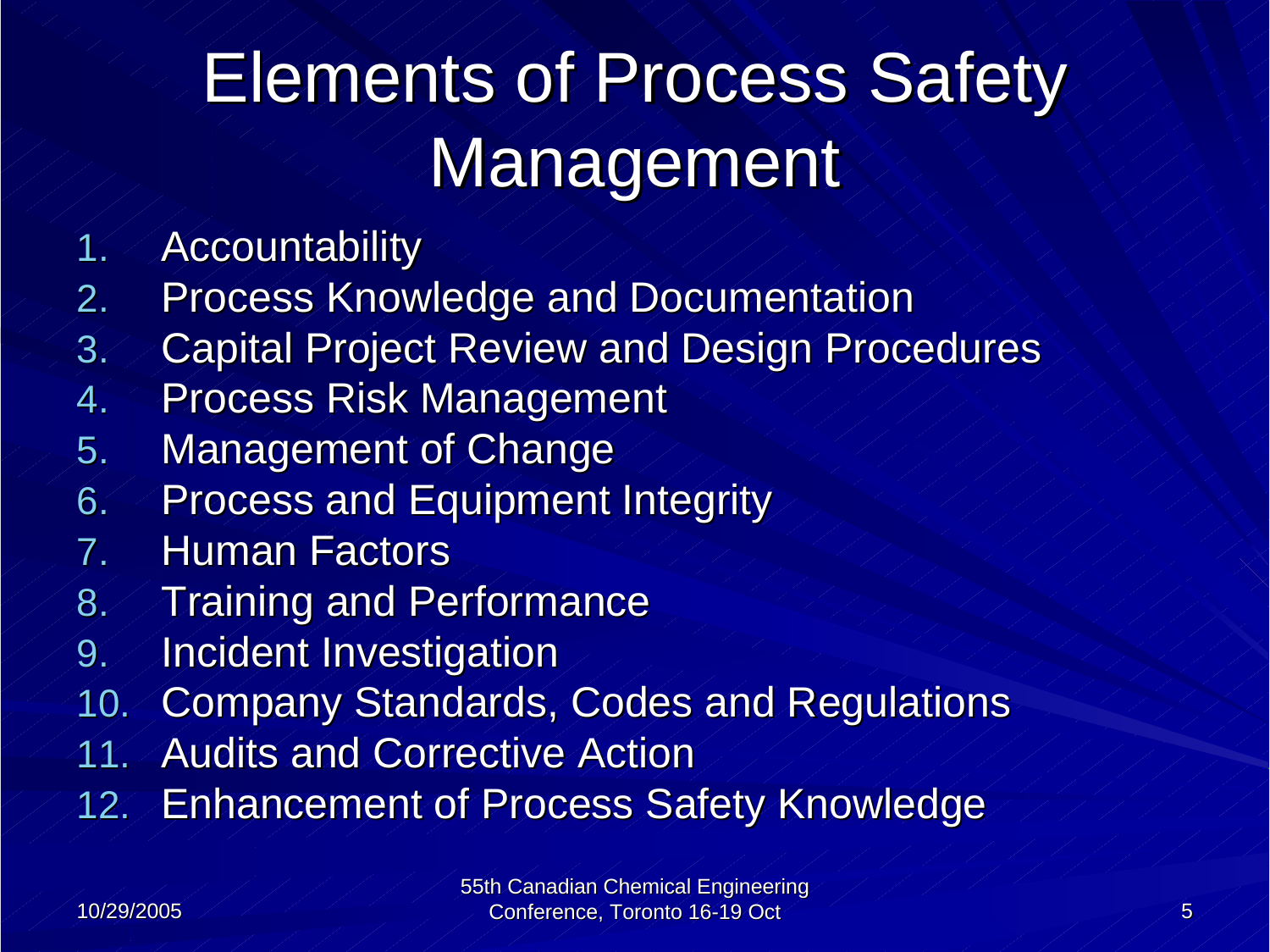# Elements of Process Safety Management

1. Accountability
2. Process Knowledge and Documentation
3. Capital Project Review and Design Procedures
4. Process Risk Management
5. Management of Change
6. Process and Equipment Integrity
7. Human Factors
8. Training and Performance
9. Incident Investigation
10. Company Standards, Codes and Regulations
11. Audits and Corrective Action
12. Enhancement of Process Safety Knowledge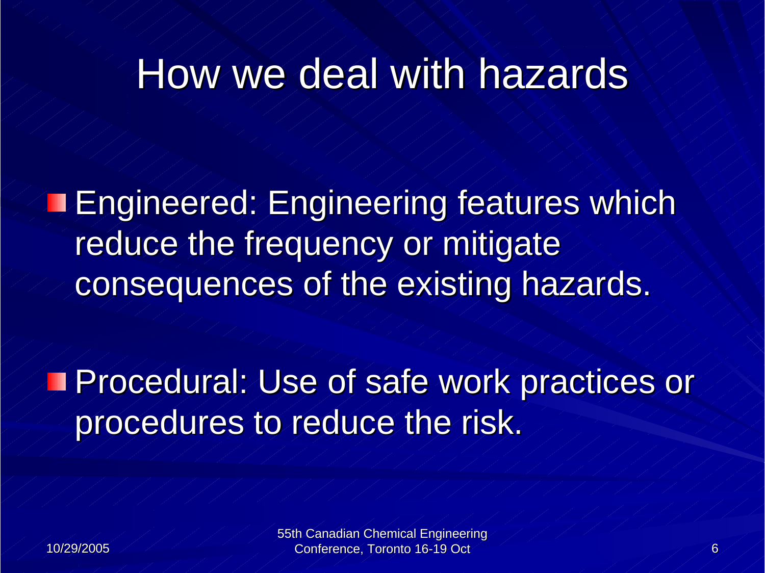# How we deal with hazards

- Engineered: Engineering features which reduce the frequency or mitigate consequences of the existing hazards.
- Procedural: Use of safe work practices or procedures to reduce the risk.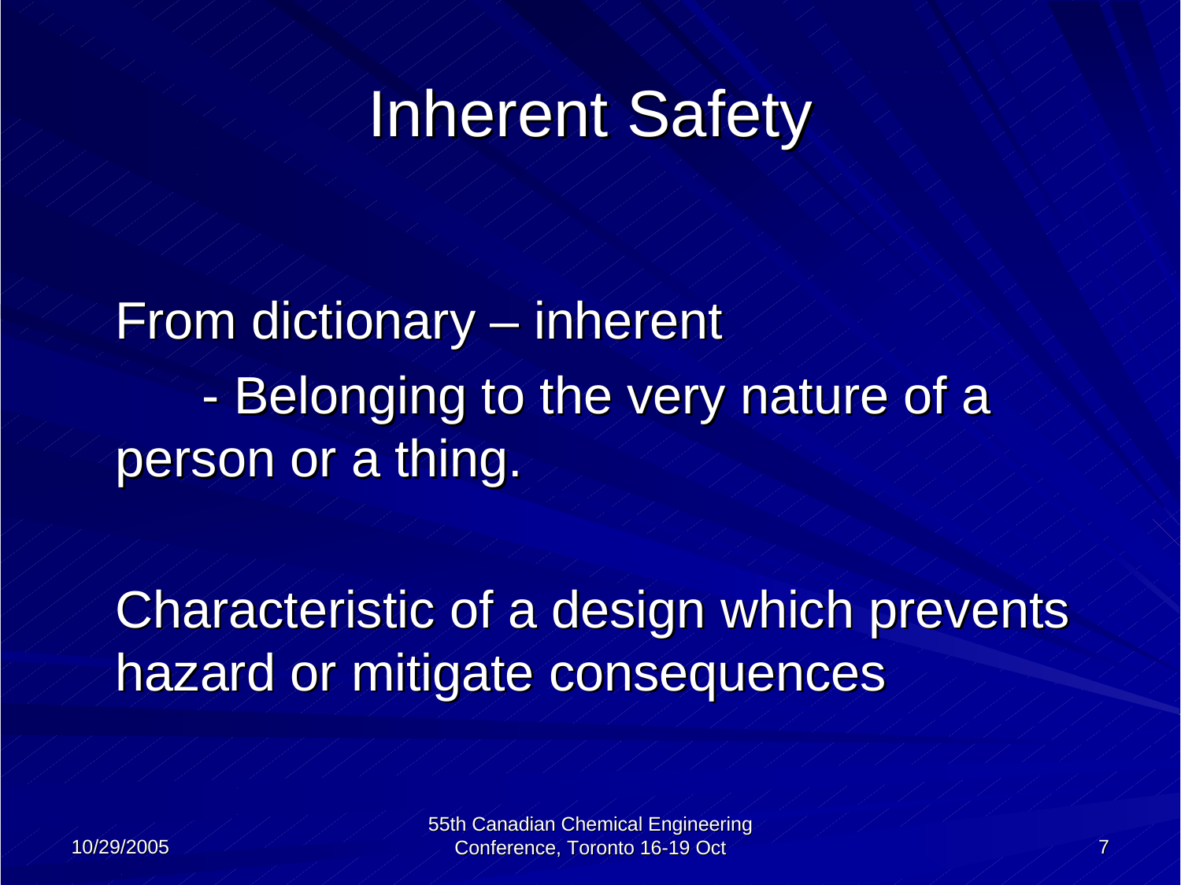# Inherent Safety

From dictionary – inherent

- Belonging to the very nature of a person or a thing.

Characteristic of a design which prevents hazard or mitigate consequences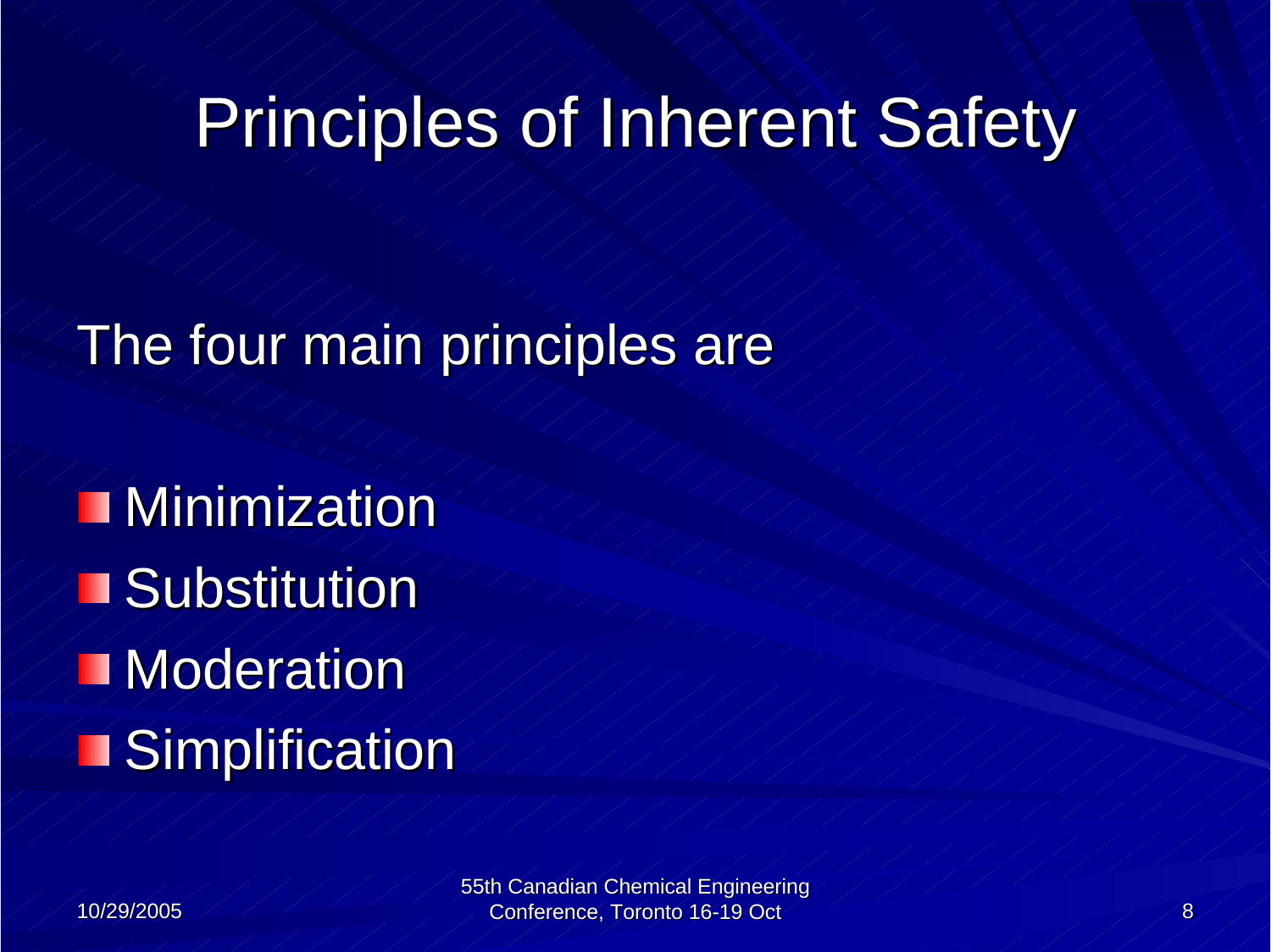# Principles of Inherent Safety

The four main principles are

- Minimization
- Substitution
- Moderation
- Simplification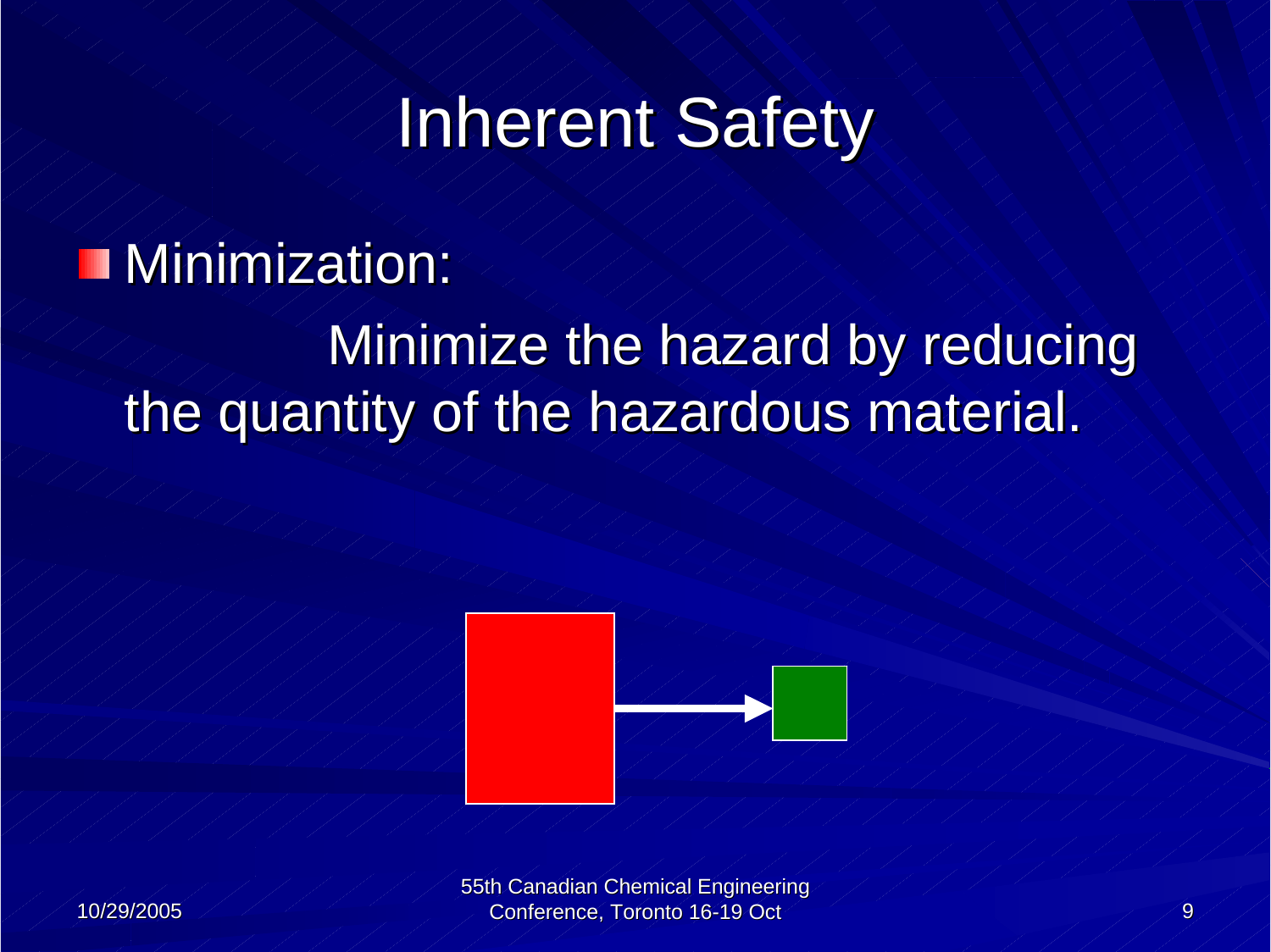# Inherent Safety

- Minimization:

  Minimize the hazard by reducing the quantity of the hazardous material.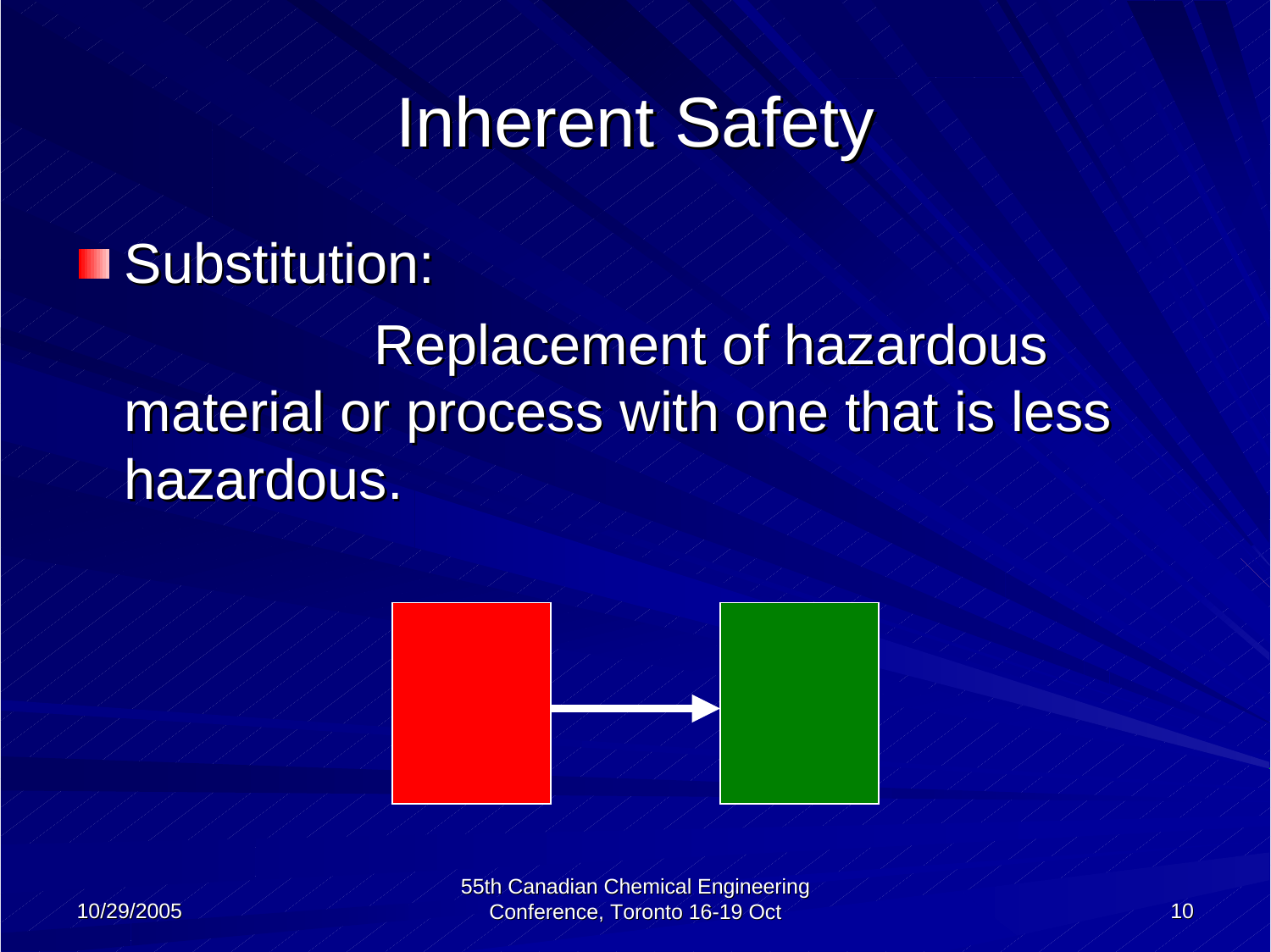# Inherent Safety

- Substitution:

  Replacement of hazardous material or process with one that is less hazardous.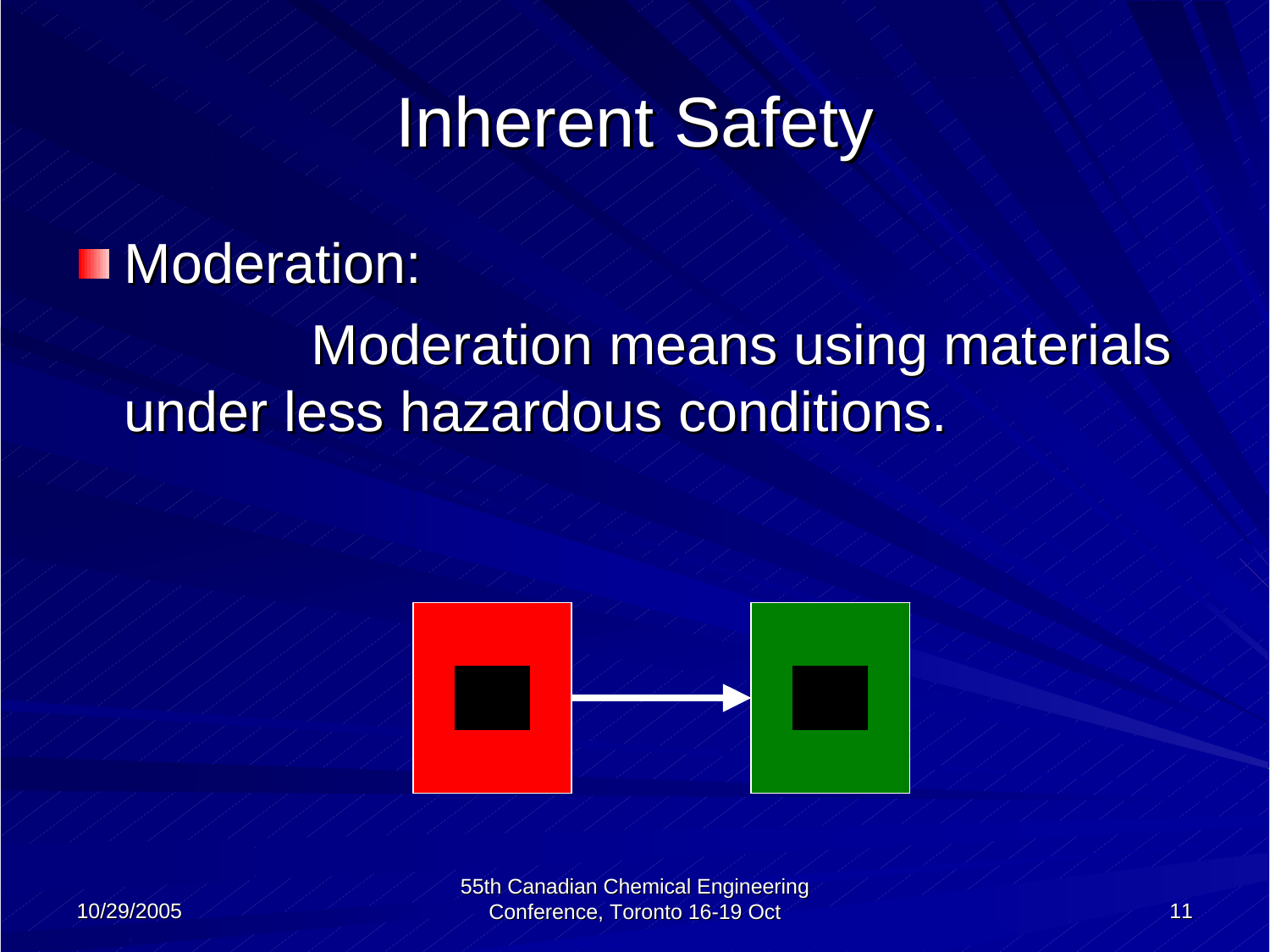# Inherent Safety

- Moderation:

  Moderation means using materials under less hazardous conditions.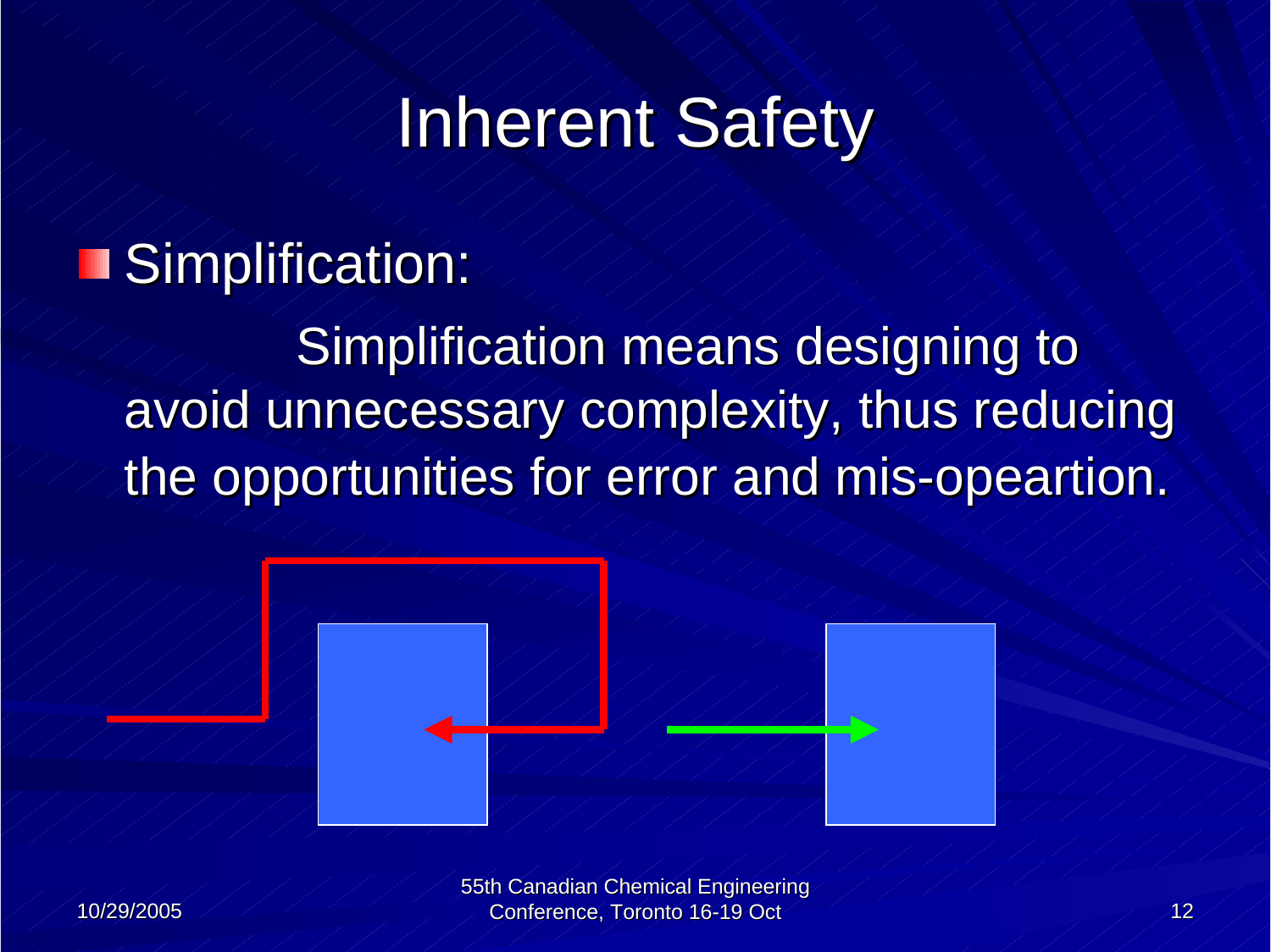# Inherent Safety

- Simplification:

  Simplification means designing to avoid unnecessary complexity, thus reducing the opportunities for error and mis-opeartion.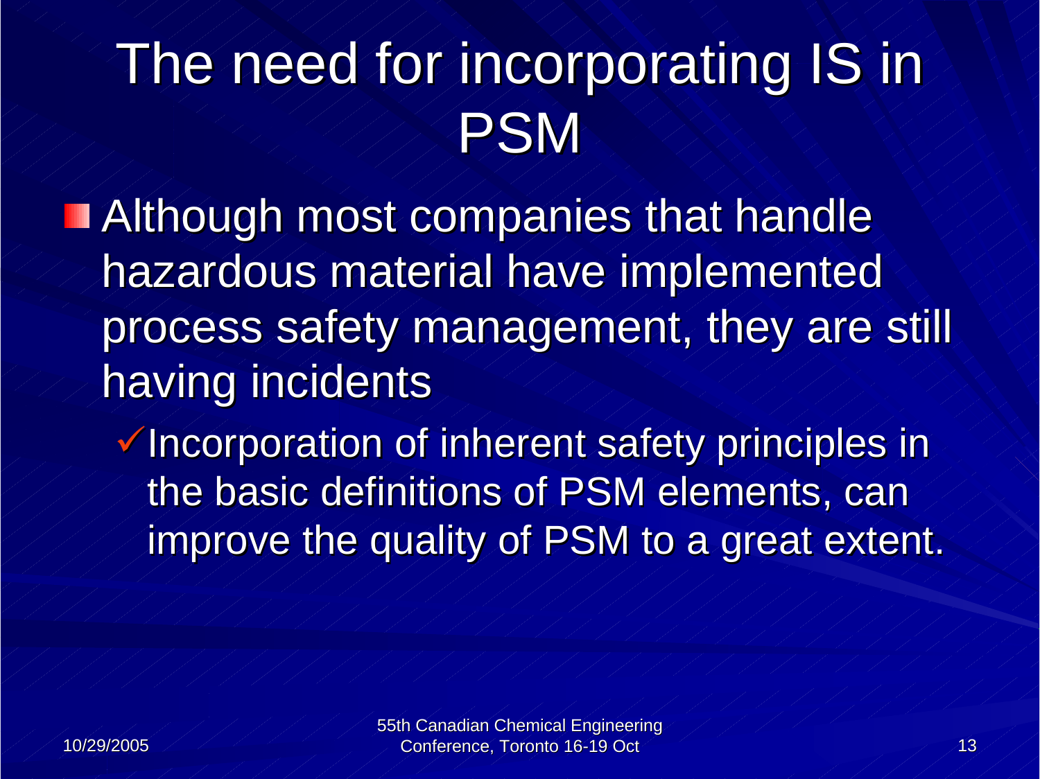# The need for incorporating IS in PSM

- Although most companies that handle hazardous material have implemented process safety management, they are still having incidents
  - ✓ Incorporation of inherent safety principles in the basic definitions of PSM elements, can improve the quality of PSM to a great extent.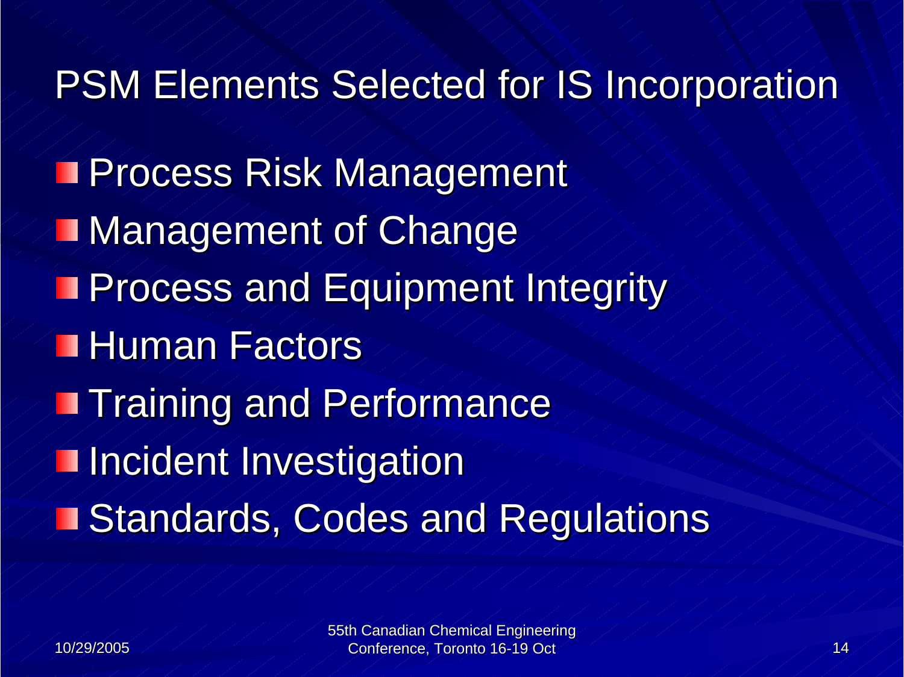# PSM Elements Selected for IS Incorporation

- Process Risk Management
- Management of Change
- Process and Equipment Integrity
- Human Factors
- Training and Performance
- Incident Investigation
- Standards, Codes and Regulations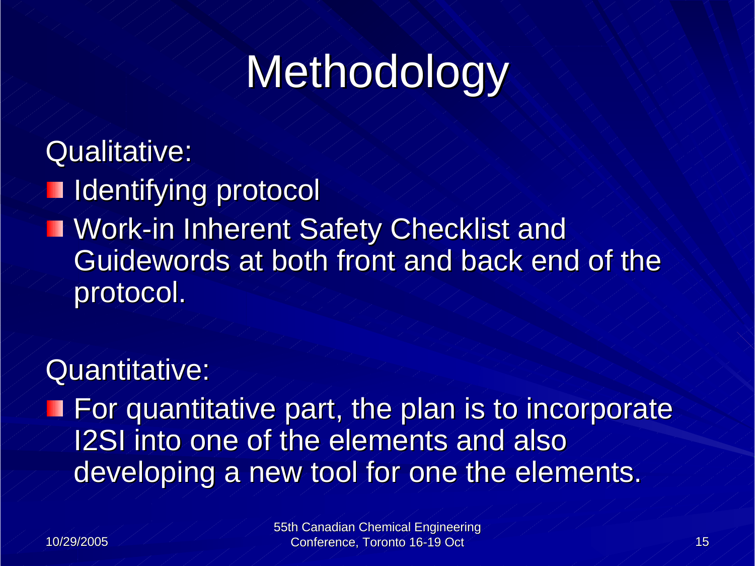# Methodology

Qualitative:

- Identifying protocol
- Work-in Inherent Safety Checklist and Guidewords at both front and back end of the protocol.

Quantitative:

- For quantitative part, the plan is to incorporate I2SI into one of the elements and also developing a new tool for one the elements.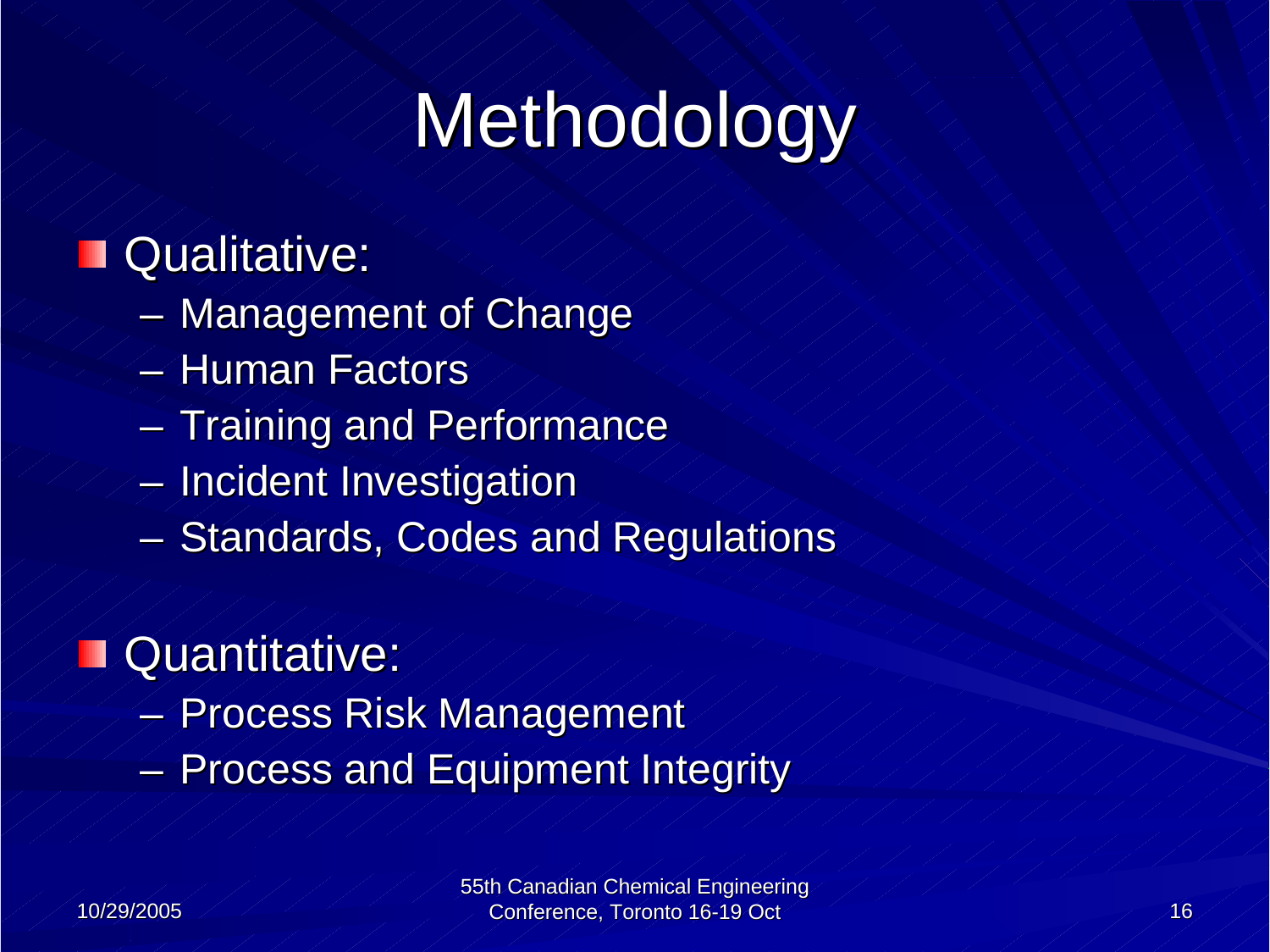# Methodology

- Qualitative:
  - Management of Change
  - Human Factors
  - Training and Performance
  - Incident Investigation
  - Standards, Codes and Regulations
- Quantitative:
  - Process Risk Management
  - Process and Equipment Integrity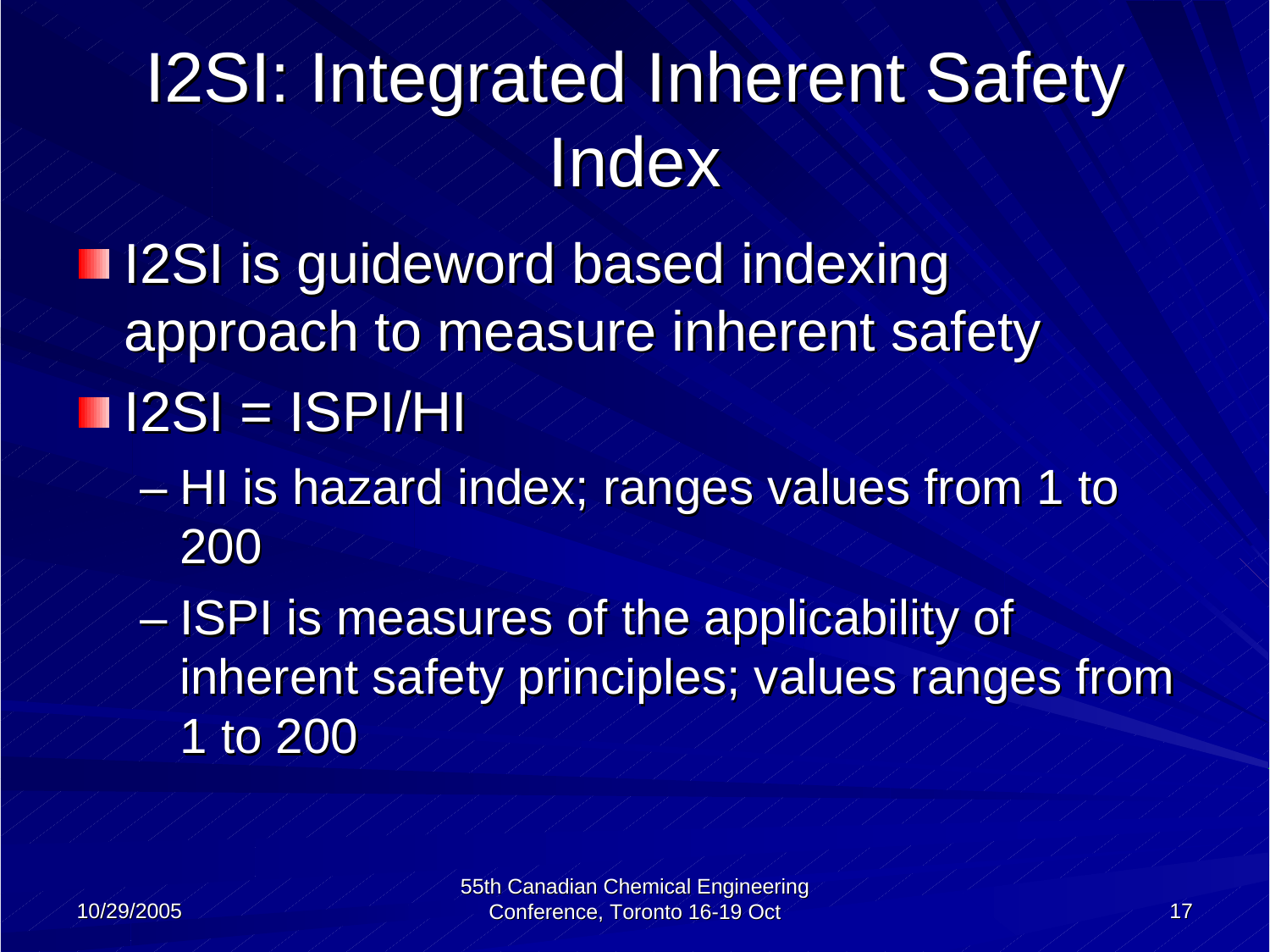# I2SI: Integrated Inherent Safety Index

- I2SI is guideword based indexing approach to measure inherent safety
- I2SI = ISPI/HI
  - HI is hazard index; ranges values from 1 to 200
  - ISPI is measures of the applicability of inherent safety principles; values ranges from 1 to 200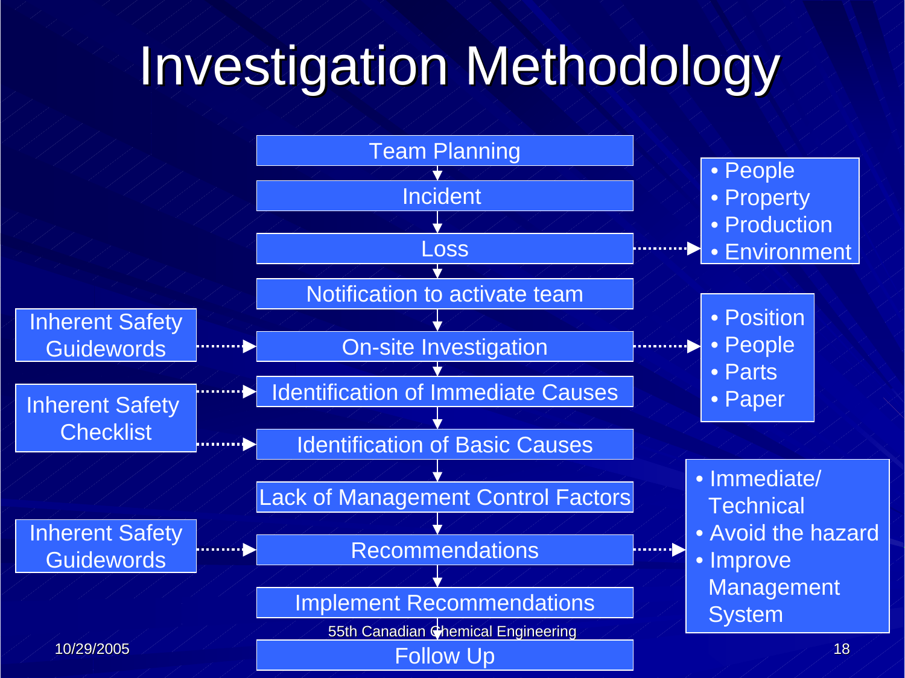# Investigation Methodology

- Team Planning
- Incident
- Loss → 
  - People
  - Property
  - Production
  - Environment
- Notification to activate team
- On-site Investigation (Inherent Safety Guidewords →) → 
  - Position
  - People
  - Parts
  - Paper
- Identification of Immediate Causes (Inherent Safety Checklist →)
- Identification of Basic Causes (Inherent Safety Checklist →)
- Lack of Management Control Factors
- Recommendations (Inherent Safety Guidewords →) → 
  - Immediate/ Technical
  - Avoid the hazard
  - Improve Management System
- Implement Recommendations
- Follow Up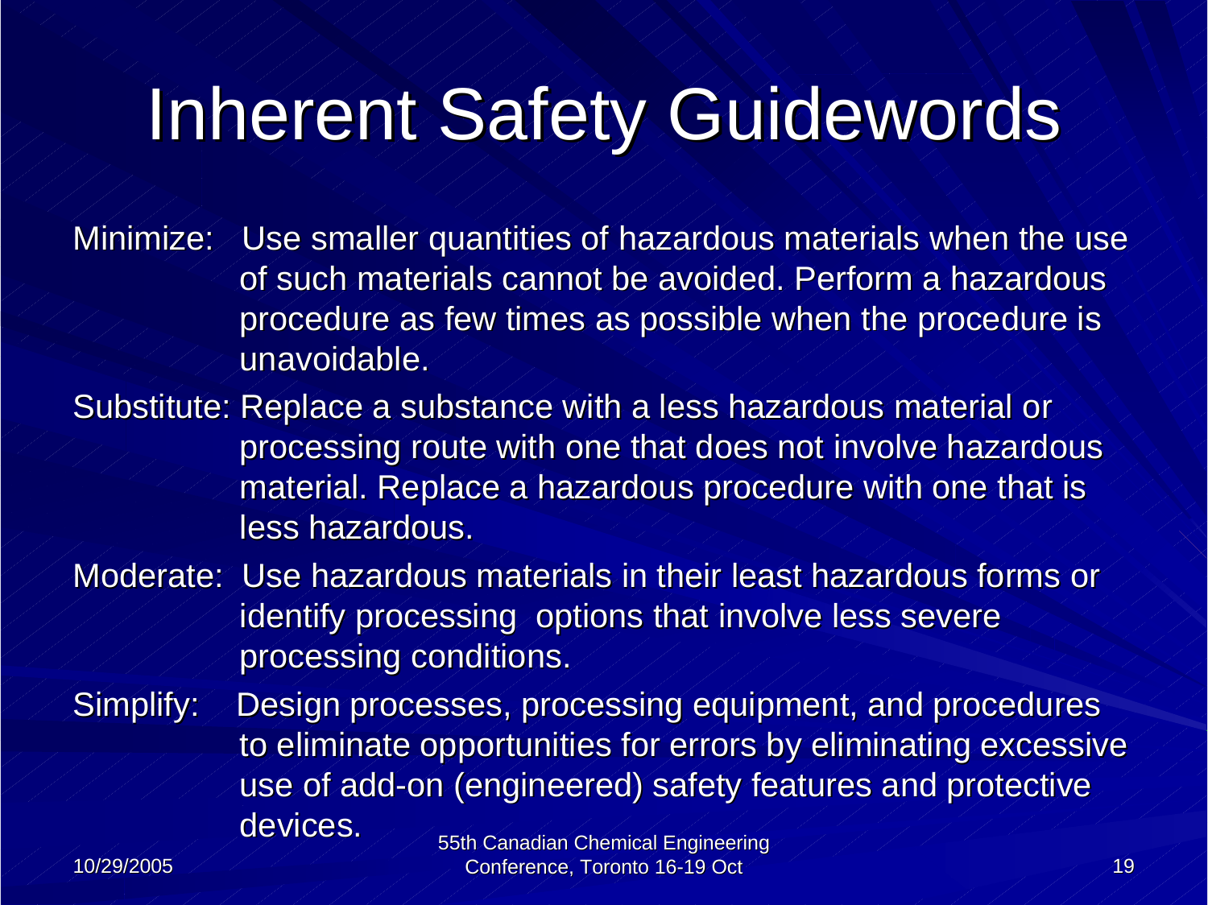# Inherent Safety Guidewords

**Minimize:** Use smaller quantities of hazardous materials when the use of such materials cannot be avoided. Perform a hazardous procedure as few times as possible when the procedure is unavoidable.

**Substitute:** Replace a substance with a less hazardous material or processing route with one that does not involve hazardous material. Replace a hazardous procedure with one that is less hazardous.

**Moderate:** Use hazardous materials in their least hazardous forms or identify processing options that involve less severe processing conditions.

**Simplify:** Design processes, processing equipment, and procedures to eliminate opportunities for errors by eliminating excessive use of add-on (engineered) safety features and protective devices.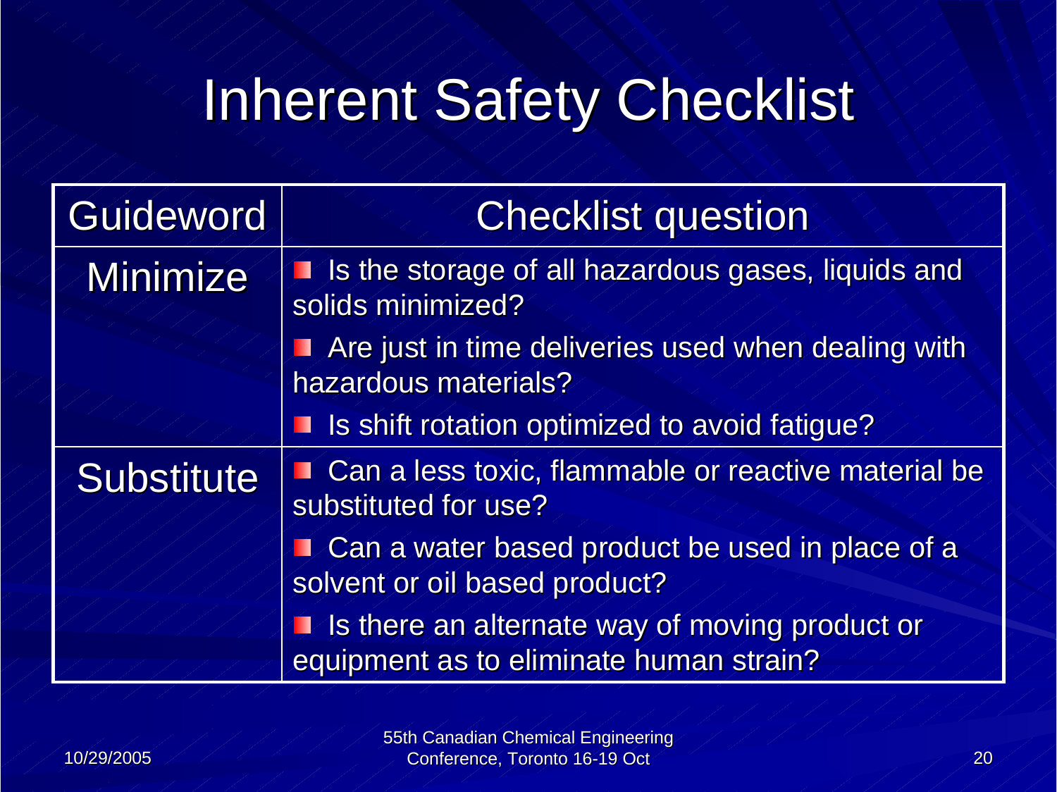# Inherent Safety Checklist

| Guideword | Checklist question |
|---|---|
| Minimize | ▪ Is the storage of all hazardous gases, liquids and solids minimized? <br> ▪ Are just in time deliveries used when dealing with hazardous materials? <br> ▪ Is shift rotation optimized to avoid fatigue? |
| Substitute | ▪ Can a less toxic, flammable or reactive material be substituted for use? <br> ▪ Can a water based product be used in place of a solvent or oil based product? <br> ▪ Is there an alternate way of moving product or equipment as to eliminate human strain? |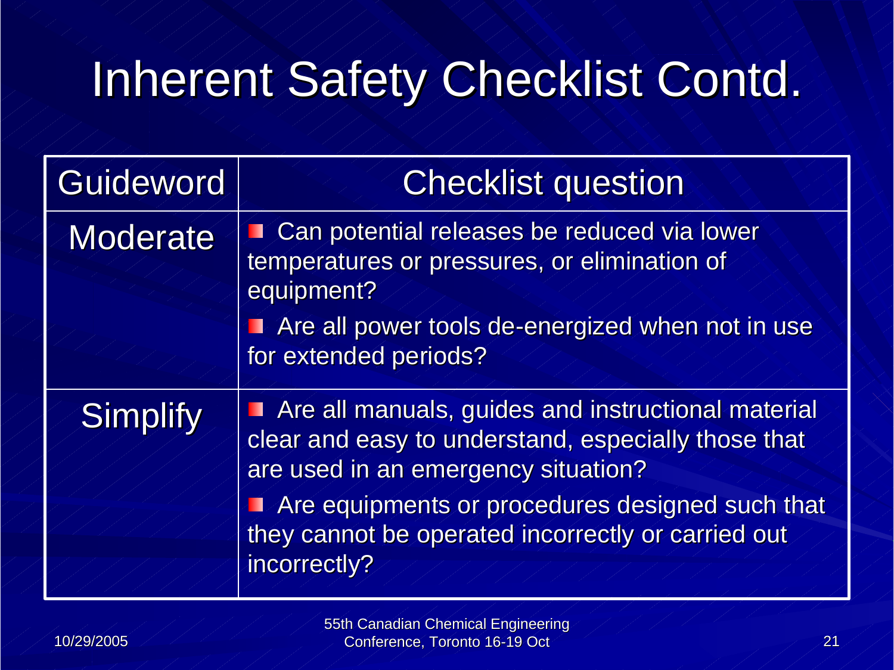# Inherent Safety Checklist Contd.

| Guideword | Checklist question |
|---|---|
| Moderate | ▪ Can potential releases be reduced via lower temperatures or pressures, or elimination of equipment?<br>▪ Are all power tools de-energized when not in use for extended periods? |
| Simplify | ▪ Are all manuals, guides and instructional material clear and easy to understand, especially those that are used in an emergency situation?<br>▪ Are equipments or procedures designed such that they cannot be operated incorrectly or carried out incorrectly? |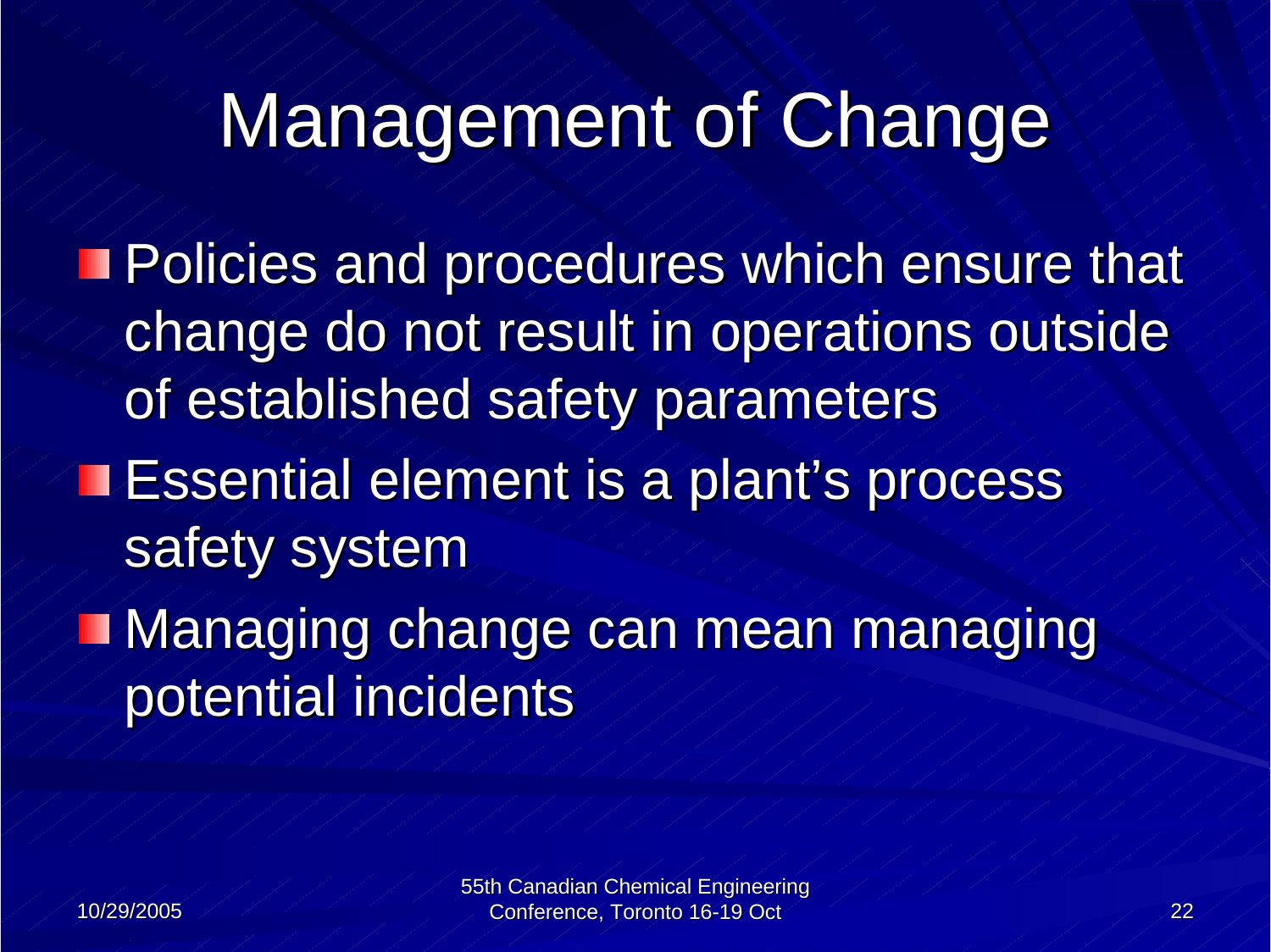# Management of Change

- Policies and procedures which ensure that change do not result in operations outside of established safety parameters
- Essential element is a plant's process safety system
- Managing change can mean managing potential incidents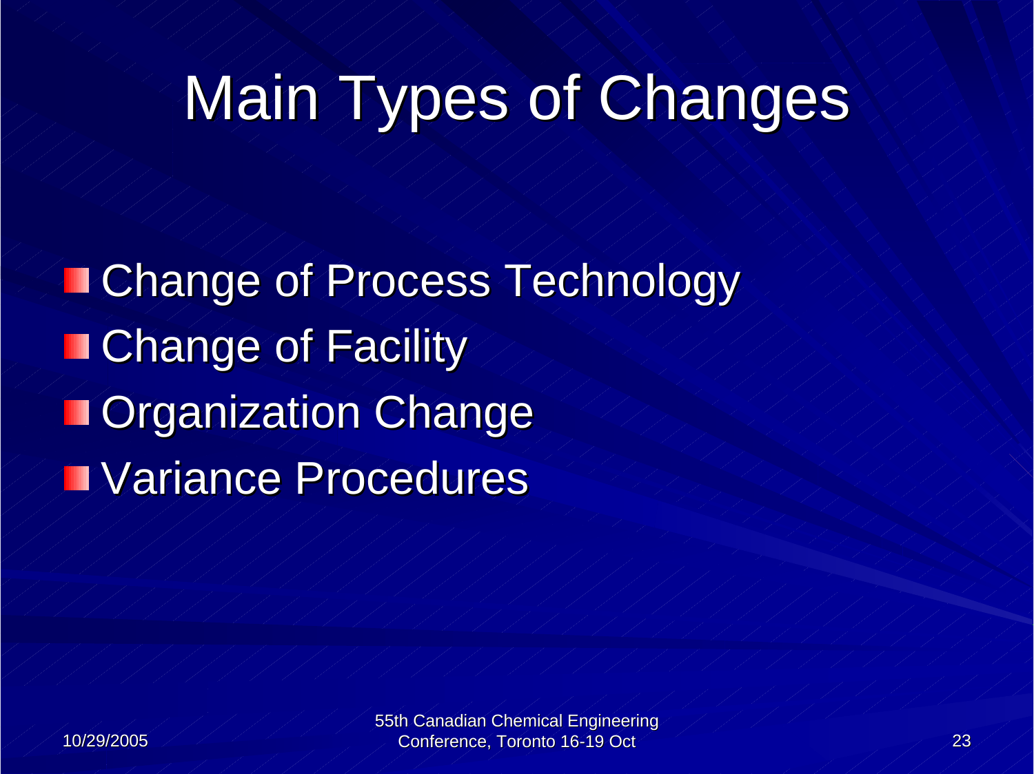# Main Types of Changes

- Change of Process Technology
- Change of Facility
- Organization Change
- Variance Procedures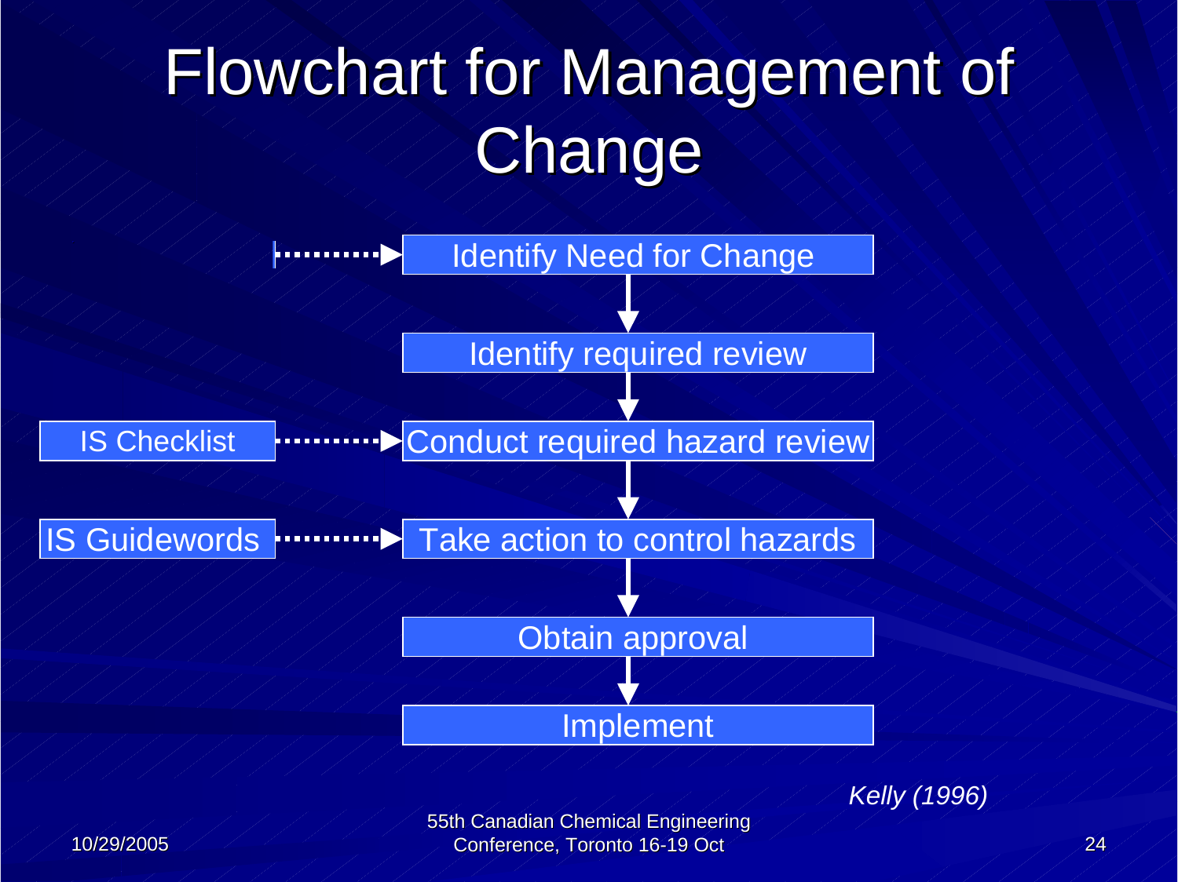# Flowchart for Management of Change

- Identify Need for Change
- Identify required review
- Conduct required hazard review ← IS Checklist
- Take action to control hazards ← IS Guidewords
- Obtain approval
- Implement

*Kelly (1996)*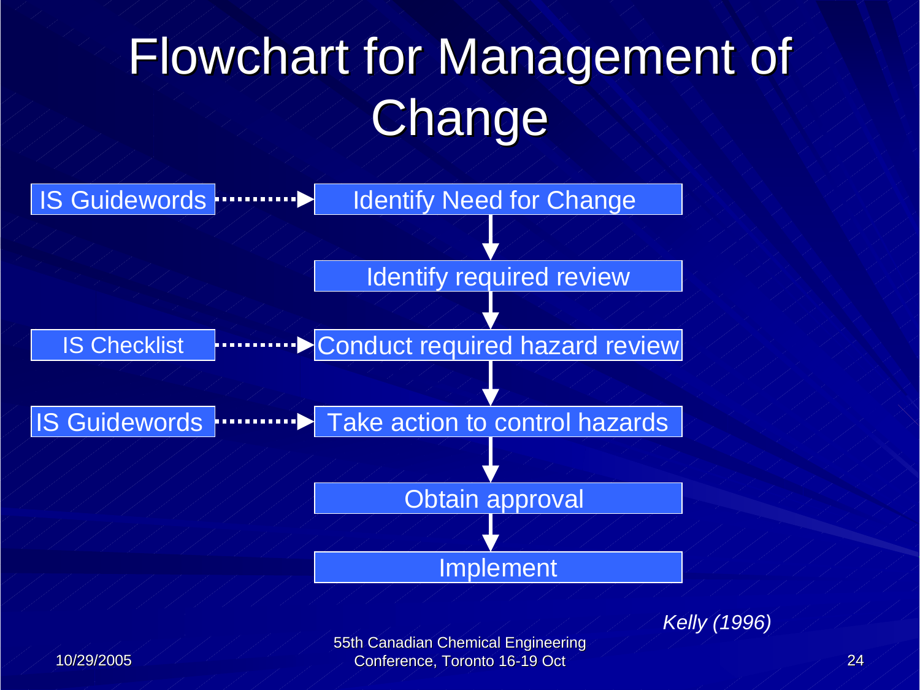# Flowchart for Management of Change

- IS Guidewords → Identify Need for Change
- Identify required review
- IS Checklist → Conduct required hazard review
- IS Guidewords → Take action to control hazards
- Obtain approval
- Implement

*Kelly (1996)*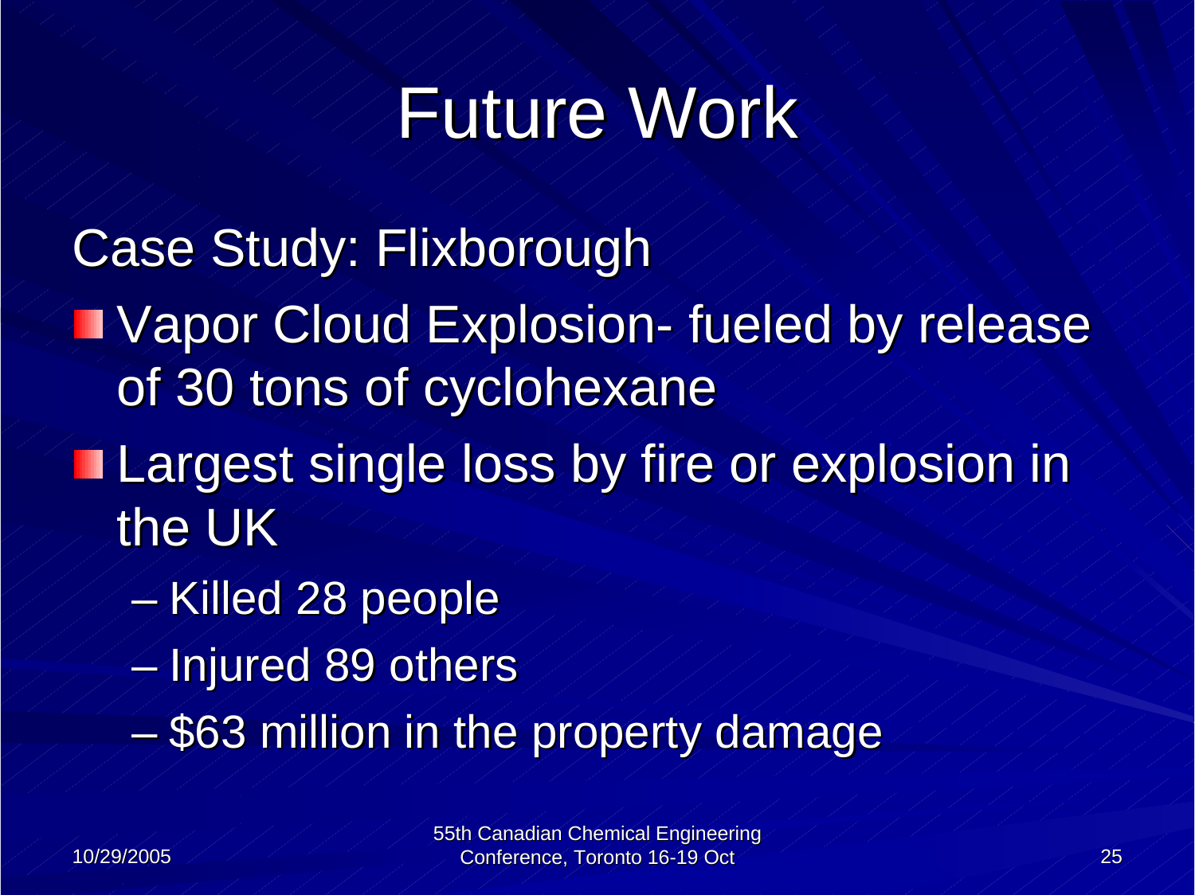# Future Work

Case Study: Flixborough

- Vapor Cloud Explosion- fueled by release of 30 tons of cyclohexane
- Largest single loss by fire or explosion in the UK
  - Killed 28 people
  - Injured 89 others
  - $63 million in the property damage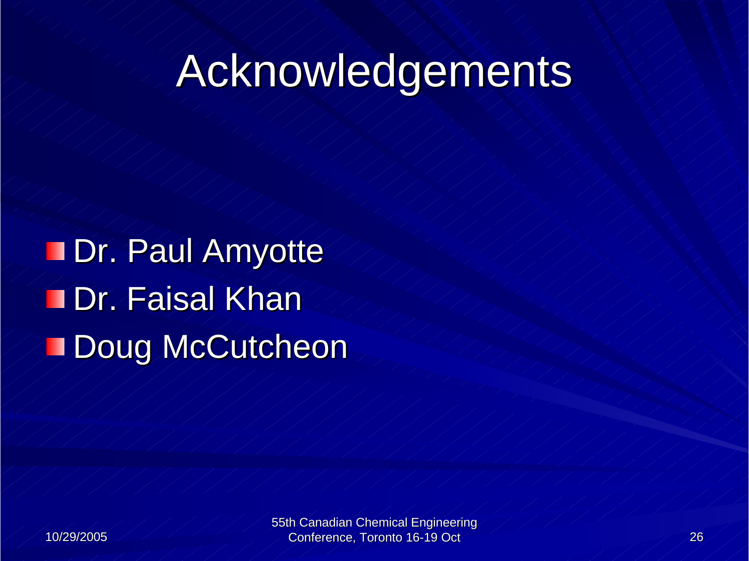# Acknowledgements

- Dr. Paul Amyotte
- Dr. Faisal Khan
- Doug McCutcheon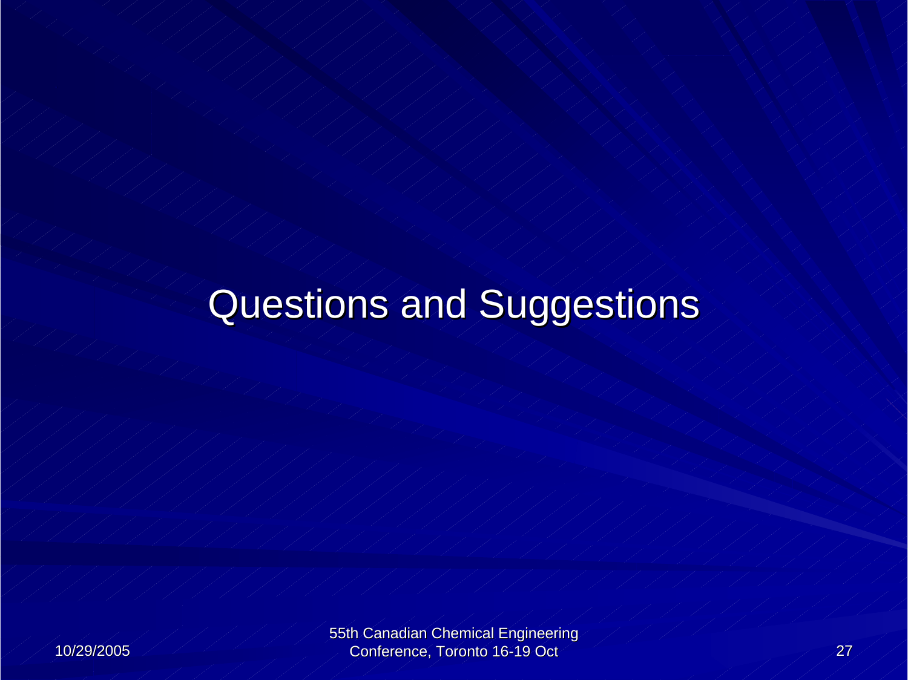# Questions and Suggestions